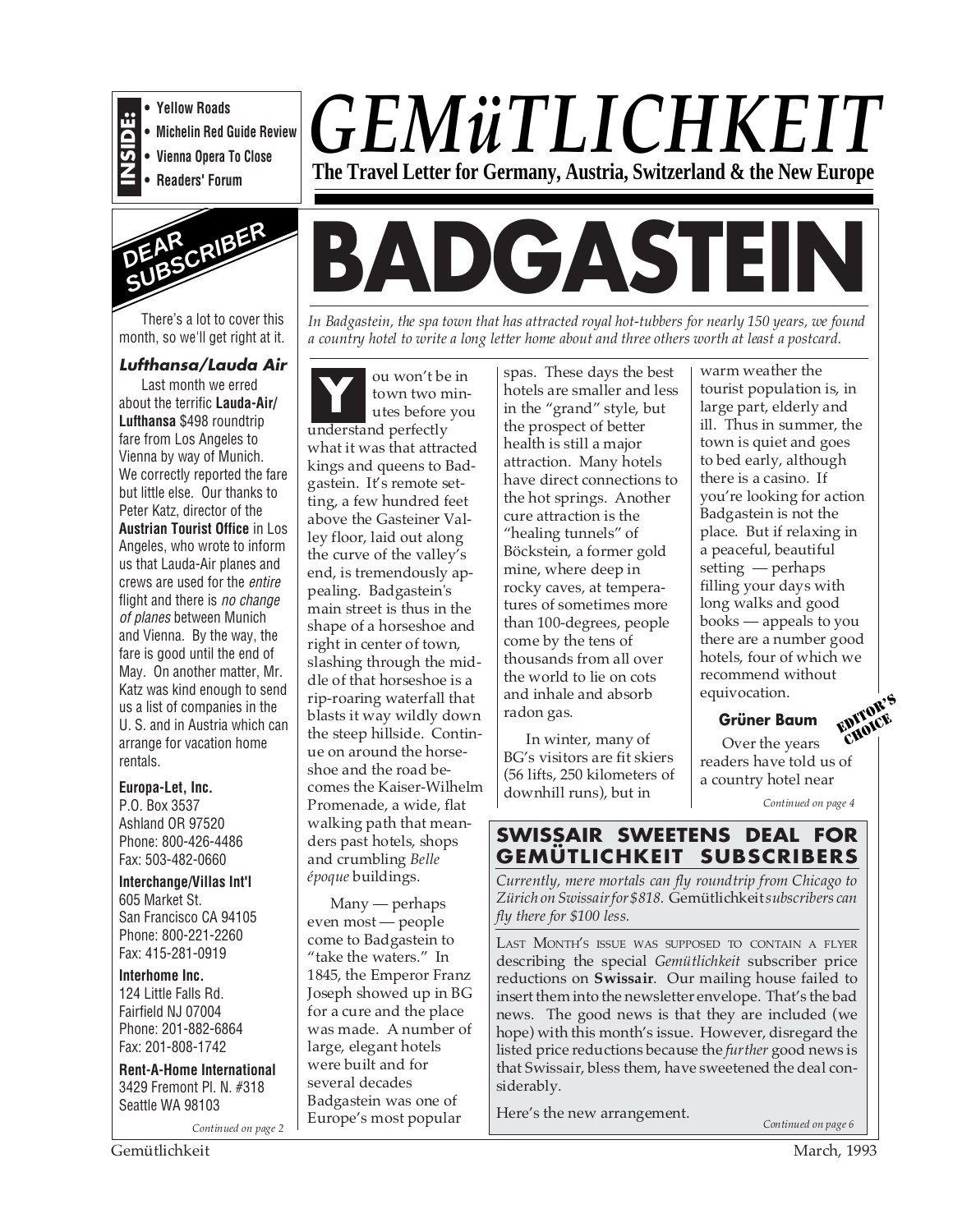**INSIDE:**
- Yellow Roads
- Michelin Red Guide Review
- Vienna Opera To Close
- Readers' Forum

# GEMüTLICHKEIT

**The Travel Letter for Germany, Austria, Switzerland & the New Europe**

## DEAR SUBSCRIBER

There's a lot to cover this month, so we'll get right at it.

### *Lufthansa/Lauda Air*

Last month we erred about the terrific **Lauda-Air/ Lufthansa** $498 roundtrip fare from Los Angeles to Vienna by way of Munich. We correctly reported the fare but little else. Our thanks to Peter Katz, director of the **Austrian Tourist Office** in Los Angeles, who wrote to inform us that Lauda-Air planes and crews are used for the *entire* flight and there is *no change of planes* between Munich and Vienna. By the way, the fare is good until the end of May. On another matter, Mr. Katz was kind enough to send us a list of companies in the U. S. and in Austria which can arrange for vacation home rentals.

**Europa-Let, Inc.**
P.O. Box 3537
Ashland OR 97520
Phone: 800-426-4486
Fax: 503-482-0660

**Interchange/Villas Int'l**
605 Market St.
San Francisco CA 94105
Phone: 800-221-2260
Fax: 415-281-0919

**Interhome Inc.**
124 Little Falls Rd.
Fairfield NJ 07004
Phone: 201-882-6864
Fax: 201-808-1742

**Rent-A-Home International**
3429 Fremont Pl. N. #318
Seattle WA 98103

*Continued on page 2*

# BADGASTEIN

*In Badgastein, the spa town that has attracted royal hot-tubbers for nearly 150 years, we found a country hotel to write a long letter home about and three others worth at least a postcard.*

You won't be in town two minutes before you understand perfectly what it was that attracted kings and queens to Badgastein. It's remote setting, a few hundred feet above the Gasteiner Valley floor, laid out along the curve of the valley's end, is tremendously appealing. Badgastein's main street is thus in the shape of a horseshoe and right in center of town, slashing through the middle of that horseshoe is a rip-roaring waterfall that blasts it way wildly down the steep hillside. Continue on around the horseshoe and the road becomes the Kaiser-Wilhelm Promenade, a wide, flat walking path that meanders past hotels, shops and crumbling *Belle époque* buildings.

Many — perhaps even most — people come to Badgastein to "take the waters." In 1845, the Emperor Franz Joseph showed up in BG for a cure and the place was made. A number of large, elegant hotels were built and for several decades Badgastein was one of Europe's most popular spas. These days the best hotels are smaller and less in the "grand" style, but the prospect of better health is still a major attraction. Many hotels have direct connections to the hot springs. Another cure attraction is the "healing tunnels" of Böckstein, a former gold mine, where deep in rocky caves, at temperatures of sometimes more than 100-degrees, people come by the tens of thousands from all over the world to lie on cots and inhale and absorb radon gas.

In winter, many of BG's visitors are fit skiers (56 lifts, 250 kilometers of downhill runs), but in warm weather the tourist population is, in large part, elderly and ill. Thus in summer, the town is quiet and goes to bed early, although there is a casino. If you're looking for action Badgastein is not the place. But if relaxing in a peaceful, beautiful setting — perhaps filling your days with long walks and good books — appeals to you there are a number good hotels, four of which we recommend without equivocation.

### Grüner Baum

EDITOR'S CHOICE

Over the years readers have told us of a country hotel near

*Continued on page 4*

## SWISSAIR SWEETENS DEAL FOR GEMÜTLICHKEIT SUBSCRIBERS

*Currently, mere mortals can fly roundtrip from Chicago to Zürich on Swissair for $818.* Gemütlichkeit *subscribers can fly there for $100 less.*

LAST MONTH'S ISSUE WAS SUPPOSED TO CONTAIN A FLYER describing the special *Gemütlichkeit* subscriber price reductions on **Swissair**. Our mailing house failed to insert them into the newsletter envelope. That's the bad news. The good news is that they are included (we hope) with this month's issue. However, disregard the listed price reductions because the *further* good news is that Swissair, bless them, have sweetened the deal considerably.

Here's the new arrangement.

*Continued on page 6*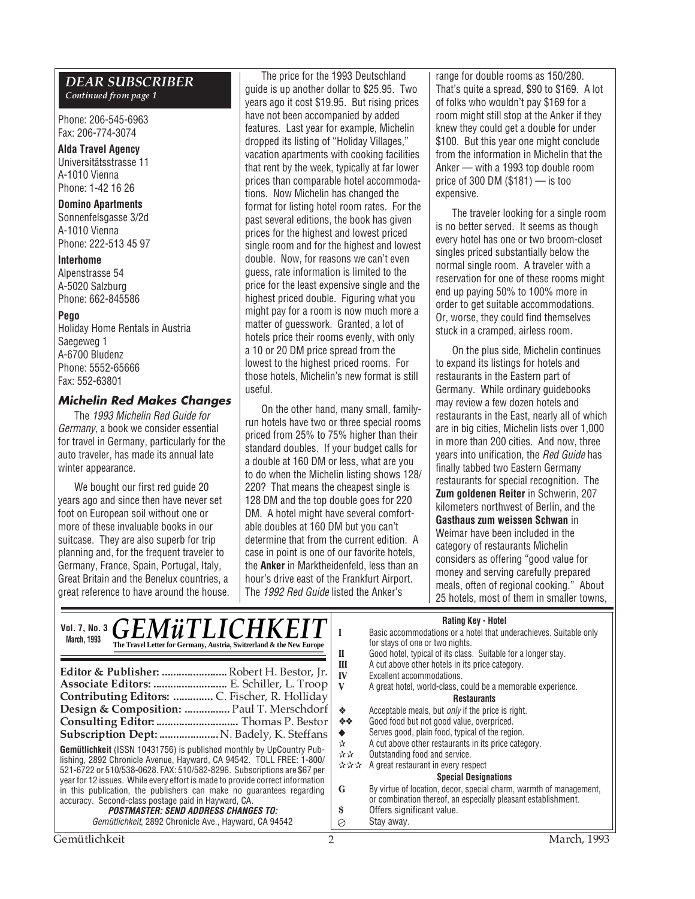### *DEAR SUBSCRIBER*

*Continued from page 1*

Phone: 206-545-6963
Fax: 206-774-3074

**Alda Travel Agency**
Universitätsstrasse 11
A-1010 Vienna
Phone: 1-42 16 26

**Domino Apartments**
Sonnenfelsgasse 3/2d
A-1010 Vienna
Phone: 222-513 45 97

**Interhome**
Alpenstrasse 54
A-5020 Salzburg
Phone: 662-845586

**Pego**
Holiday Home Rentals in Austria
Saegeweg 1
A-6700 Bludenz
Phone: 5552-65666
Fax: 552-63801

## *Michelin Red Makes Changes*

The *1993 Michelin Red Guide for Germany*, a book we consider essential for travel in Germany, particularly for the auto traveler, has made its annual late winter appearance.

We bought our first red guide 20 years ago and since then have never set foot on European soil without one or more of these invaluable books in our suitcase. They are also superb for trip planning and, for the frequent traveler to Germany, France, Spain, Portugal, Italy, Great Britain and the Benelux countries, a great reference to have around the house.

The price for the 1993 Deutschland guide is up another dollar to $25.95. Two years ago it cost $19.95. But rising prices have not been accompanied by added features. Last year for example, Michelin dropped its listing of "Holiday Villages," vacation apartments with cooking facilities that rent by the week, typically at far lower prices than comparable hotel accommodations. Now Michelin has changed the format for listing hotel room rates. For the past several editions, the book has given prices for the highest and lowest priced single room and for the highest and lowest double. Now, for reasons we can't even guess, rate information is limited to the price for the least expensive single and the highest priced double. Figuring what you might pay for a room is now much more a matter of guesswork. Granted, a lot of hotels price their rooms evenly, with only a 10 or 20 DM price spread from the lowest to the highest priced rooms. For those hotels, Michelin's new format is still useful.

On the other hand, many small, family-run hotels have two or three special rooms priced from 25% to 75% higher than their standard doubles. If your budget calls for a double at 160 DM or less, what are you to do when the Michelin listing shows 128/220? That means the cheapest single is 128 DM and the top double goes for 220 DM. A hotel might have several comfortable doubles at 160 DM but you can't determine that from the current edition. A case in point is one of our favorite hotels, the **Anker** in Marktheidenfeld, less than an hour's drive east of the Frankfurt Airport. The *1992 Red Guide* listed the Anker's range for double rooms as 150/280. That's quite a spread, $90 to $169. A lot of folks who wouldn't pay $169 for a room might still stop at the Anker if they knew they could get a double for under $100. But this year one might conclude from the information in Michelin that the Anker — with a 1993 top double room price of 300 DM ($181) — is too expensive.

The traveler looking for a single room is no better served. It seems as though every hotel has one or two broom-closet singles priced substantially below the normal single room. A traveler with a reservation for one of these rooms might end up paying 50% to 100% more in order to get suitable accommodations. Or, worse, they could find themselves stuck in a cramped, airless room.

On the plus side, Michelin continues to expand its listings for hotels and restaurants in the Eastern part of Germany. While ordinary guidebooks may review a few dozen hotels and restaurants in the East, nearly all of which are in big cities, Michelin lists over 1,000 in more than 200 cities. And now, three years into unification, the *Red Guide* has finally tabbed two Eastern Germany restaurants for special recognition. The **Zum goldenen Reiter** in Schwerin, 207 kilometers northwest of Berlin, and the **Gasthaus zum weissen Schwan** in Weimar have been included in the category of restaurants Michelin considers as offering "good value for money and serving carefully prepared meals, often of regional cooking." About 25 hotels, most of them in smaller towns,

---

**Vol. 7, No. 3** **March, 1993**

# *GEMüTLICHKEIT*

**The Travel Letter for Germany, Austria, Switzerland & the New Europe**

**Editor & Publisher:** Robert H. Bestor, Jr.
**Associate Editors:** E. Schiller, L. Troop
**Contributing Editors:** C. Fischer, R. Holliday
**Design & Composition:** Paul T. Merschdorf
**Consulting Editor:** Thomas P. Bestor
**Subscription Dept:** N. Badely, K. Steffans

**Gemütlichkeit** (ISSN 10431756) is published monthly by UpCountry Publishing, 2892 Chronicle Avenue, Hayward, CA 94542. TOLL FREE: 1-800/521-6722 or 510/538-0628. FAX: 510/582-8296. Subscriptions are $67 per year for 12 issues. While every effort is made to provide correct information in this publication, the publishers can make no guarantees regarding accuracy. Second-class postage paid in Hayward, CA.

***POSTMASTER: SEND ADDRESS CHANGES TO:***
*Gemütlichkeit*, 2892 Chronicle Ave., Hayward, CA 94542

**Rating Key - Hotel**

| | |
|---|---|
| **I** | Basic accommodations or a hotel that underachieves. Suitable only for stays of one or two nights. |
| **II** | Good hotel, typical of its class. Suitable for a longer stay. |
| **III** | A cut above other hotels in its price category. |
| **IV** | Excellent accommodations. |
| **V** | A great hotel, world-class, could be a memorable experience. |

**Restaurants**

| | |
|---|---|
| ❖ | Acceptable meals, but *only* if the price is right. |
| ❖❖ | Good food but not good value, overpriced. |
| ◆ | Serves good, plain food, typical of the region. |
| ☆ | A cut above other restaurants in its price category. |
| ☆☆ | Outstanding food and service. |
| ☆☆☆ | A great restaurant in every respect |

**Special Designations**

| | |
|---|---|
| **G** | By virtue of location, decor, special charm, warmth of management, or combination thereof, an especially pleasant establishment. |
| **$** | Offers significant value. |
| ⊘ | Stay away. |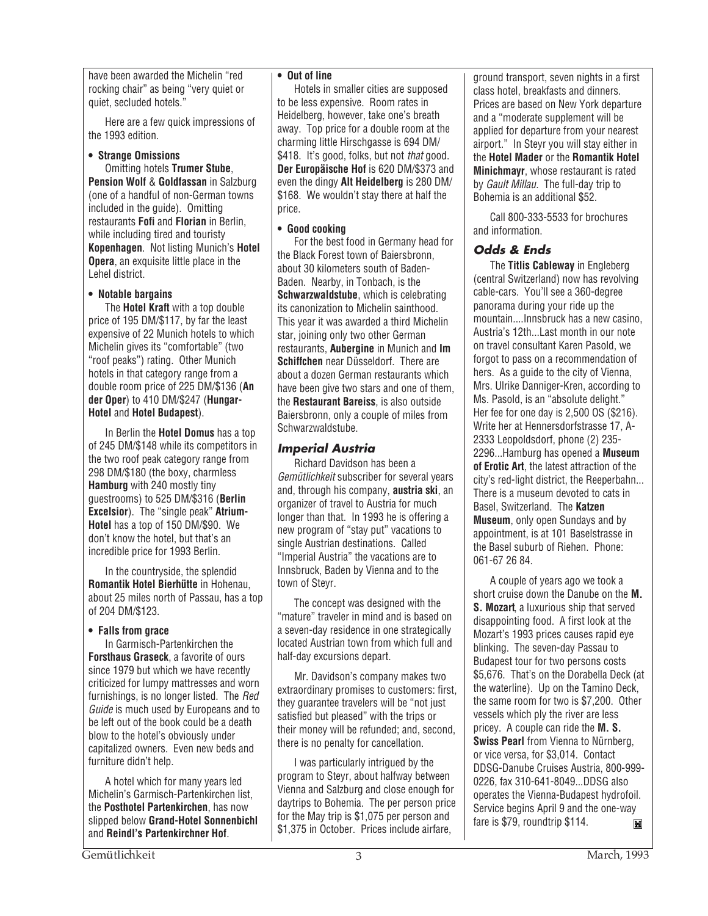have been awarded the Michelin "red rocking chair" as being "very quiet or quiet, secluded hotels."

Here are a few quick impressions of the 1993 edition.

**• Strange Omissions**

Omitting hotels **Trumer Stube**, **Pension Wolf** & **Goldfassan** in Salzburg (one of a handful of non-German towns included in the guide). Omitting restaurants **Fofi** and **Florian** in Berlin, while including tired and touristy **Kopenhagen**. Not listing Munich's **Hotel Opera**, an exquisite little place in the Lehel district.

**• Notable bargains**

The **Hotel Kraft** with a top double price of 195 DM/$117, by far the least expensive of 22 Munich hotels to which Michelin gives its "comfortable" (two "roof peaks") rating. Other Munich hotels in that category range from a double room price of 225 DM/$136 (**An der Oper**) to 410 DM/$247 (**Hungar-Hotel** and **Hotel Budapest**).

In Berlin the **Hotel Domus** has a top of 245 DM/$148 while its competitors in the two roof peak category range from 298 DM/$180 (the boxy, charmless **Hamburg** with 240 mostly tiny guestrooms) to 525 DM/$316 (**Berlin Excelsior**). The "single peak" **Atrium-Hotel** has a top of 150 DM/$90. We don't know the hotel, but that's an incredible price for 1993 Berlin.

In the countryside, the splendid **Romantik Hotel Bierhütte** in Hohenau, about 25 miles north of Passau, has a top of 204 DM/$123.

**• Falls from grace**

In Garmisch-Partenkirchen the **Forsthaus Graseck**, a favorite of ours since 1979 but which we have recently criticized for lumpy mattresses and worn furnishings, is no longer listed. The *Red Guide* is much used by Europeans and to be left out of the book could be a death blow to the hotel's obviously under capitalized owners. Even new beds and furniture didn't help.

A hotel which for many years led Michelin's Garmisch-Partenkirchen list, the **Posthotel Partenkirchen**, has now slipped below **Grand-Hotel Sonnenbichl** and **Reindl's Partenkirchner Hof**.

**• Out of line**

Hotels in smaller cities are supposed to be less expensive. Room rates in Heidelberg, however, take one's breath away. Top price for a double room at the charming little Hirschgasse is 694 DM/ $418. It's good, folks, but not *that* good. **Der Europäische Hof** is 620 DM/$373 and even the dingy **Alt Heidelberg** is 280 DM/ $168. We wouldn't stay there at half the price.

**• Good cooking**

For the best food in Germany head for the Black Forest town of Baiersbronn, about 30 kilometers south of Baden-Baden. Nearby, in Tonbach, is the **Schwarzwaldstube**, which is celebrating its canonization to Michelin sainthood. This year it was awarded a third Michelin star, joining only two other German restaurants, **Aubergine** in Munich and **Im Schiffchen** near Düsseldorf. There are about a dozen German restaurants which have been give two stars and one of them, the **Restaurant Bareiss**, is also outside Baiersbronn, only a couple of miles from Schwarzwaldstube.

## Imperial Austria

Richard Davidson has been a *Gemütlichkeit* subscriber for several years and, through his company, **austria ski**, an organizer of travel to Austria for much longer than that. In 1993 he is offering a new program of "stay put" vacations to single Austrian destinations. Called "Imperial Austria" the vacations are to Innsbruck, Baden by Vienna and to the town of Steyr.

The concept was designed with the "mature" traveler in mind and is based on a seven-day residence in one strategically located Austrian town from which full and half-day excursions depart.

Mr. Davidson's company makes two extraordinary promises to customers: first, they guarantee travelers will be "not just satisfied but pleased" with the trips or their money will be refunded; and, second, there is no penalty for cancellation.

I was particularly intrigued by the program to Steyr, about halfway between Vienna and Salzburg and close enough for daytrips to Bohemia. The per person price for the May trip is $1,075 per person and $1,375 in October. Prices include airfare, ground transport, seven nights in a first class hotel, breakfasts and dinners. Prices are based on New York departure and a "moderate supplement will be applied for departure from your nearest airport." In Steyr you will stay either in the **Hotel Mader** or the **Romantik Hotel Minichmayr**, whose restaurant is rated by *Gault Millau*. The full-day trip to Bohemia is an additional $52.

Call 800-333-5533 for brochures and information.

## Odds & Ends

The **Titlis Cableway** in Engleberg (central Switzerland) now has revolving cable-cars. You'll see a 360-degree panorama during your ride up the mountain....Innsbruck has a new casino, Austria's 12th...Last month in our note on travel consultant Karen Pasold, we forgot to pass on a recommendation of hers. As a guide to the city of Vienna, Mrs. Ulrike Danniger-Kren, according to Ms. Pasold, is an "absolute delight." Her fee for one day is 2,500 OS ($216). Write her at Hennersdorfstrasse 17, A-2333 Leopoldsdorf, phone (2) 235-2296...Hamburg has opened a **Museum of Erotic Art**, the latest attraction of the city's red-light district, the Reeperbahn... There is a museum devoted to cats in Basel, Switzerland. The **Katzen Museum**, only open Sundays and by appointment, is at 101 Baselstrasse in the Basel suburb of Riehen. Phone: 061-67 26 84.

A couple of years ago we took a short cruise down the Danube on the **M. S. Mozart**, a luxurious ship that served disappointing food. A first look at the Mozart's 1993 prices causes rapid eye blinking. The seven-day Passau to Budapest tour for two persons costs $5,676. That's on the Dorabella Deck (at the waterline). Up on the Tamino Deck, the same room for two is $7,200. Other vessels which ply the river are less pricey. A couple can ride the **M. S. Swiss Pearl** from Vienna to Nürnberg, or vice versa, for $3,014. Contact DDSG-Danube Cruises Austria, 800-999-0226, fax 310-641-8049...DDSG also operates the Vienna-Budapest hydrofoil. Service begins April 9 and the one-way fare is $79, roundtrip $114.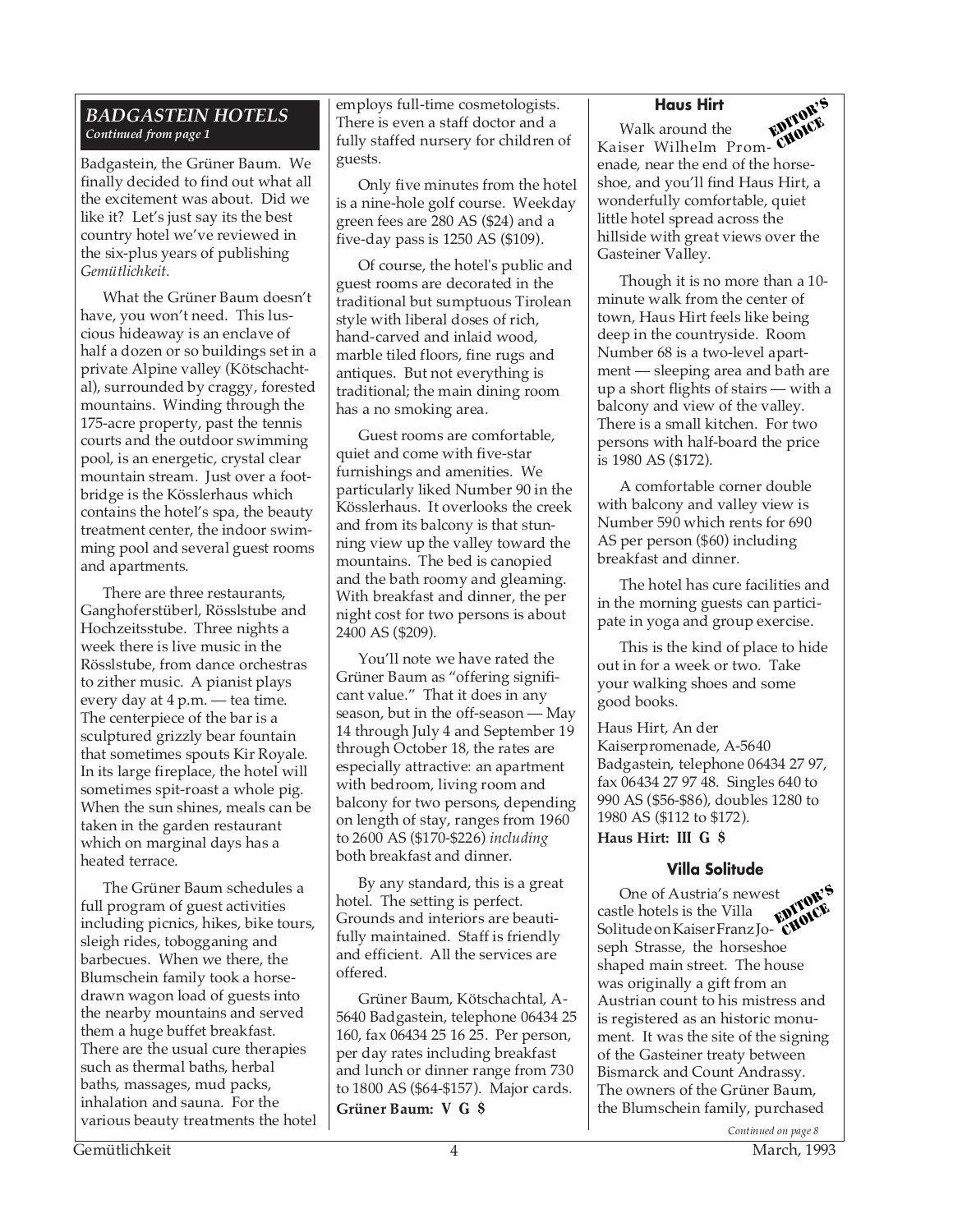## *BADGASTEIN HOTELS*

*Continued from page 1*

Badgastein, the Grüner Baum. We finally decided to find out what all the excitement was about. Did we like it? Let's just say its the best country hotel we've reviewed in the six-plus years of publishing *Gemütlichkeit*.

What the Grüner Baum doesn't have, you won't need. This luscious hideaway is an enclave of half a dozen or so buildings set in a private Alpine valley (Kötschachtal), surrounded by craggy, forested mountains. Winding through the 175-acre property, past the tennis courts and the outdoor swimming pool, is an energetic, crystal clear mountain stream. Just over a footbridge is the Kösslerhaus which contains the hotel's spa, the beauty treatment center, the indoor swimming pool and several guest rooms and apartments.

There are three restaurants, Ganghoferstüberl, Rösslstube and Hochzeitsstube. Three nights a week there is live music in the Rösslstube, from dance orchestras to zither music. A pianist plays every day at 4 p.m. — tea time. The centerpiece of the bar is a sculptured grizzly bear fountain that sometimes spouts Kir Royale. In its large fireplace, the hotel will sometimes spit-roast a whole pig. When the sun shines, meals can be taken in the garden restaurant which on marginal days has a heated terrace.

The Grüner Baum schedules a full program of guest activities including picnics, hikes, bike tours, sleigh rides, tobogganing and barbecues. When we there, the Blumschein family took a horse-drawn wagon load of guests into the nearby mountains and served them a huge buffet breakfast. There are the usual cure therapies such as thermal baths, herbal baths, massages, mud packs, inhalation and sauna. For the various beauty treatments the hotel employs full-time cosmetologists. There is even a staff doctor and a fully staffed nursery for children of guests.

Only five minutes from the hotel is a nine-hole golf course. Weekday green fees are 280 AS ($24) and a five-day pass is 1250 AS ($109).

Of course, the hotel's public and guest rooms are decorated in the traditional but sumptuous Tirolean style with liberal doses of rich, hand-carved and inlaid wood, marble tiled floors, fine rugs and antiques. But not everything is traditional; the main dining room has a no smoking area.

Guest rooms are comfortable, quiet and come with five-star furnishings and amenities. We particularly liked Number 90 in the Kösslerhaus. It overlooks the creek and from its balcony is that stunning view up the valley toward the mountains. The bed is canopied and the bath roomy and gleaming. With breakfast and dinner, the per night cost for two persons is about 2400 AS ($209).

You'll note we have rated the Grüner Baum as "offering significant value." That it does in any season, but in the off-season — May 14 through July 4 and September 19 through October 18, the rates are especially attractive: an apartment with bedroom, living room and balcony for two persons, depending on length of stay, ranges from 1960 to 2600 AS ($170-$226) *including* both breakfast and dinner.

By any standard, this is a great hotel. The setting is perfect. Grounds and interiors are beautifully maintained. Staff is friendly and efficient. All the services are offered.

Grüner Baum, Kötschachtal, A-5640 Badgastein, telephone 06434 25 160, fax 06434 25 16 25. Per person, per day rates including breakfast and lunch or dinner range from 730 to 1800 AS ($64-$157). Major cards.

**Grüner Baum: V G $**

### Haus Hirt

EDITOR'S CHOICE

Walk around the Kaiser Wilhelm Promenade, near the end of the horseshoe, and you'll find Haus Hirt, a wonderfully comfortable, quiet little hotel spread across the hillside with great views over the Gasteiner Valley.

Though it is no more than a 10-minute walk from the center of town, Haus Hirt feels like being deep in the countryside. Room Number 68 is a two-level apartment — sleeping area and bath are up a short flights of stairs — with a balcony and view of the valley. There is a small kitchen. For two persons with half-board the price is 1980 AS ($172).

A comfortable corner double with balcony and valley view is Number 590 which rents for 690 AS per person ($60) including breakfast and dinner.

The hotel has cure facilities and in the morning guests can participate in yoga and group exercise.

This is the kind of place to hide out in for a week or two. Take your walking shoes and some good books.

Haus Hirt, An der Kaiserpromenade, A-5640 Badgastein, telephone 06434 27 97, fax 06434 27 97 48. Singles 640 to 990 AS ($56-$86), doubles 1280 to 1980 AS ($112 to $172).

**Haus Hirt: III G $**

### Villa Solitude

EDITOR'S CHOICE

One of Austria's newest castle hotels is the Villa Solitude on Kaiser Franz Joseph Strasse, the horseshoe shaped main street. The house was originally a gift from an Austrian count to his mistress and is registered as an historic monument. It was the site of the signing of the Gasteiner treaty between Bismarck and Count Andrassy. The owners of the Grüner Baum, the Blumschein family, purchased

*Continued on page 8*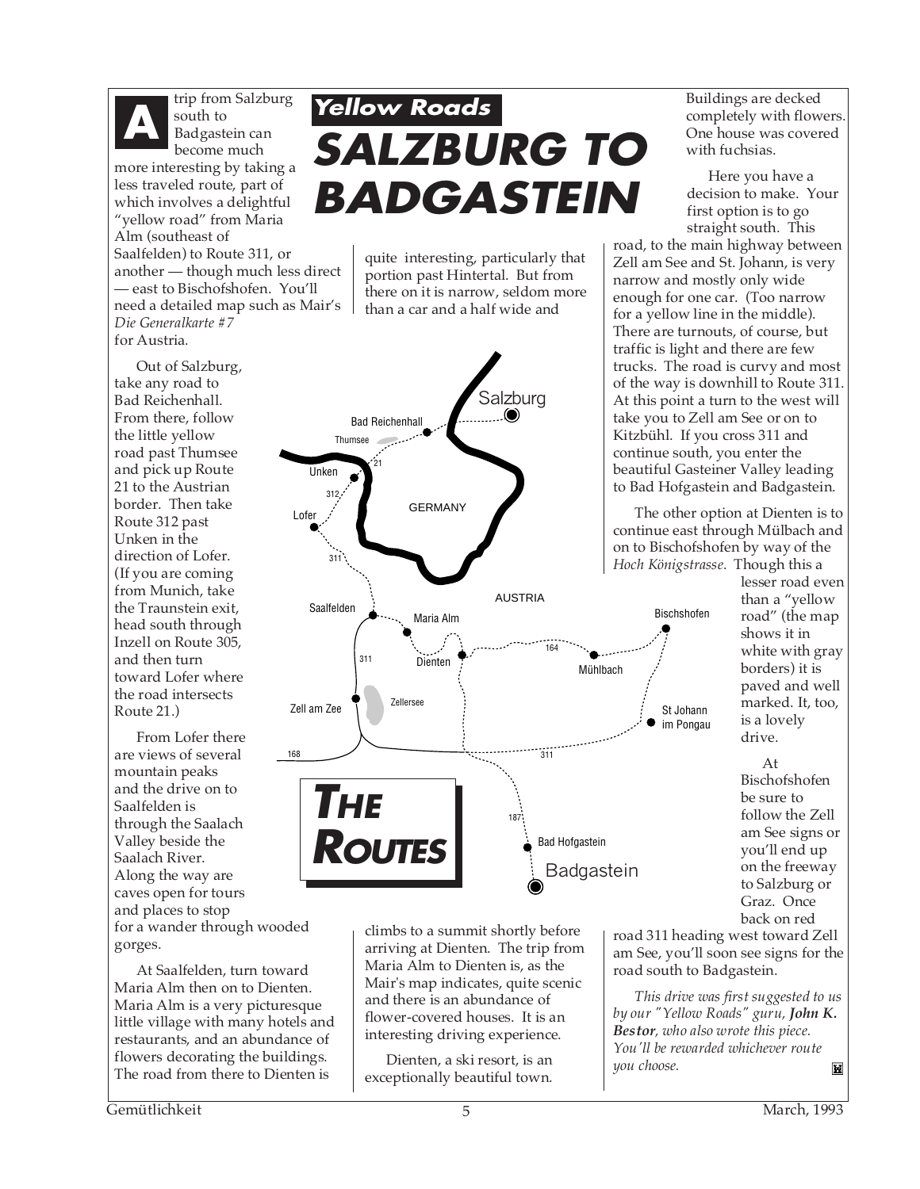## Yellow Roads

# SALZBURG TO BADGASTEIN

A trip from Salzburg south to Badgastein can become much more interesting by taking a less traveled route, part of which involves a delightful "yellow road" from Maria Alm (southeast of Saalfelden) to Route 311, or another — though much less direct — east to Bischofshofen. You'll need a detailed map such as Mair's *Die Generalkarte #7* for Austria.

Out of Salzburg, take any road to Bad Reichenhall. From there, follow the little yellow road past Thumsee and pick up Route 21 to the Austrian border. Then take Route 312 past Unken in the direction of Lofer. (If you are coming from Munich, take the Traunstein exit, head south through Inzell on Route 305, and then turn toward Lofer where the road intersects Route 21.)

From Lofer there are views of several mountain peaks and the drive on to Saalfelden is through the Saalach Valley beside the Saalach River. Along the way are caves open for tours and places to stop for a wander through wooded gorges.

At Saalfelden, turn toward Maria Alm then on to Dienten. Maria Alm is a very picturesque little village with many hotels and restaurants, and an abundance of flowers decorating the buildings. The road from there to Dienten is quite interesting, particularly that portion past Hintertal. But from there on it is narrow, seldom more than a car and a half wide and climbs to a summit shortly before arriving at Dienten. The trip from Maria Alm to Dienten is, as the Mair's map indicates, quite scenic and there is an abundance of flower-covered houses. It is an interesting driving experience.

Dienten, a ski resort, is an exceptionally beautiful town. Buildings are decked completely with flowers. One house was covered with fuchsias.

Here you have a decision to make. Your first option is to go straight south. This road, to the main highway between Zell am See and St. Johann, is very narrow and mostly only wide enough for one car. (Too narrow for a yellow line in the middle). There are turnouts, of course, but traffic is light and there are few trucks. The road is curvy and most of the way is downhill to Route 311. At this point a turn to the west will take you to Zell am See or on to Kitzbühl. If you cross 311 and continue south, you enter the beautiful Gasteiner Valley leading to Bad Hofgastein and Badgastein.

The other option at Dienten is to continue east through Mülbach and on to Bischofshofen by way of the *Hoch Königstrasse*. Though this a lesser road even than a "yellow road" (the map shows it in white with gray borders) it is paved and well marked. It, too, is a lovely drive.

At Bischofshofen be sure to follow the Zell am See signs or you'll end up on the freeway to Salzburg or Graz. Once back on red road 311 heading west toward Zell am See, you'll soon see signs for the road south to Badgastein.

**THE ROUTES**

*This drive was first suggested to us by our "Yellow Roads" guru,* ***John K. Bestor****, who also wrote this piece. You'll be rewarded whichever route you choose.*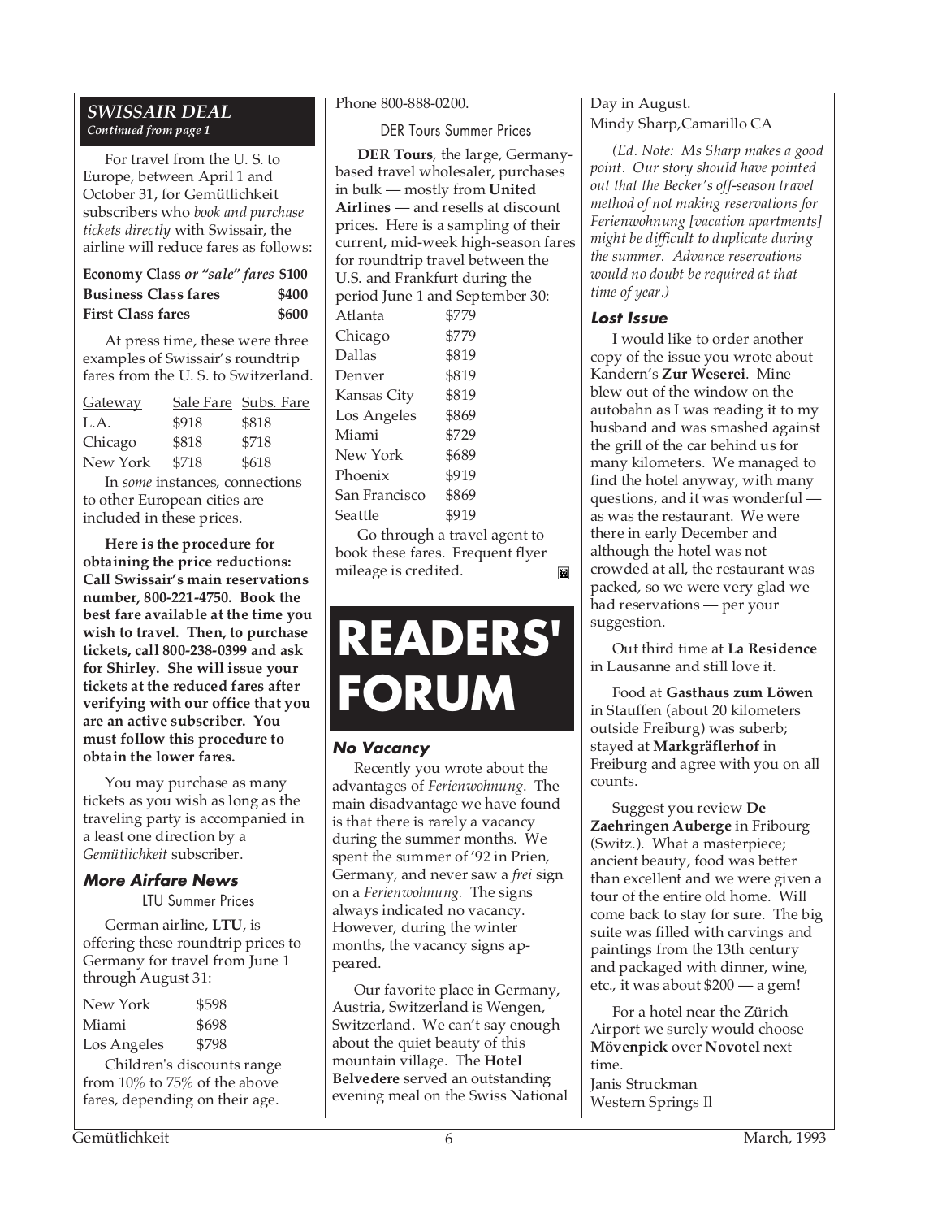## SWISSAIR DEAL

*Continued from page 1*

For travel from the U. S. to Europe, between April 1 and October 31, for Gemütlichkeit subscribers who *book and purchase tickets directly* with Swissair, the airline will reduce fares as follows:

| | |
|---|---|
| **Economy Class** *or "sale" fares* | **$100** |
| **Business Class fares** | **$400** |
| **First Class fares** | **$600** |

At press time, these were three examples of Swissair's roundtrip fares from the U. S. to Switzerland.

| Gateway | Sale Fare | Subs. Fare |
|---|---|---|
| L.A. | $918 | $818 |
| Chicago | $818 | $718 |
| New York | $718 | $618 |

In *some* instances, connections to other European cities are included in these prices.

**Here is the procedure for obtaining the price reductions: Call Swissair's main reservations number, 800-221-4750. Book the best fare available at the time you wish to travel. Then, to purchase tickets, call 800-238-0399 and ask for Shirley. She will issue your tickets at the reduced fares after verifying with our office that you are an active subscriber. You must follow this procedure to obtain the lower fares.**

You may purchase as many tickets as you wish as long as the traveling party is accompanied in a least one direction by a *Gemütlichkeit* subscriber.

### More Airfare News

LTU Summer Prices

German airline, **LTU**, is offering these roundtrip prices to Germany for travel from June 1 through August 31:

| | |
|---|---|
| New York | $598 |
| Miami | $698 |
| Los Angeles | $798 |

Children's discounts range from 10% to 75% of the above fares, depending on their age. Phone 800-888-0200.

DER Tours Summer Prices

**DER Tours**, the large, Germany-based travel wholesaler, purchases in bulk — mostly from **United Airlines** — and resells at discount prices. Here is a sampling of their current, mid-week high-season fares for roundtrip travel between the U.S. and Frankfurt during the period June 1 and September 30:

| | |
|---|---|
| Atlanta | $779 |
| Chicago | $779 |
| Dallas | $819 |
| Denver | $819 |
| Kansas City | $819 |
| Los Angeles | $869 |
| Miami | $729 |
| New York | $689 |
| Phoenix | $919 |
| San Francisco | $869 |
| Seattle | $919 |

Go through a travel agent to book these fares. Frequent flyer mileage is credited.

# READERS' FORUM

### No Vacancy

Recently you wrote about the advantages of *Ferienwohnung*. The main disadvantage we have found is that there is rarely a vacancy during the summer months. We spent the summer of '92 in Prien, Germany, and never saw a *frei* sign on a *Ferienwohnung*. The signs always indicated no vacancy. However, during the winter months, the vacancy signs appeared.

Our favorite place in Germany, Austria, Switzerland is Wengen, Switzerland. We can't say enough about the quiet beauty of this mountain village. The **Hotel Belvedere** served an outstanding evening meal on the Swiss National Day in August.

Mindy Sharp,Camarillo CA

*(Ed. Note: Ms Sharp makes a good point. Our story should have pointed out that the Becker's off-season travel method of not making reservations for Ferienwohnung [vacation apartments] might be difficult to duplicate during the summer. Advance reservations would no doubt be required at that time of year.)*

### Lost Issue

I would like to order another copy of the issue you wrote about Kandern's **Zur Weserei**. Mine blew out of the window on the autobahn as I was reading it to my husband and was smashed against the grill of the car behind us for many kilometers. We managed to find the hotel anyway, with many questions, and it was wonderful — as was the restaurant. We were there in early December and although the hotel was not crowded at all, the restaurant was packed, so we were very glad we had reservations — per your suggestion.

Out third time at **La Residence** in Lausanne and still love it.

Food at **Gasthaus zum Löwen** in Stauffen (about 20 kilometers outside Freiburg) was suberb; stayed at **Markgräflerhof** in Freiburg and agree with you on all counts.

Suggest you review **De Zaehringen Auberge** in Fribourg (Switz.). What a masterpiece; ancient beauty, food was better than excellent and we were given a tour of the entire old home. Will come back to stay for sure. The big suite was filled with carvings and paintings from the 13th century and packaged with dinner, wine, etc., it was about $200 — a gem!

For a hotel near the Zürich Airport we surely would choose **Mövenpick** over **Novotel** next time.

Janis Struckman
Western Springs Il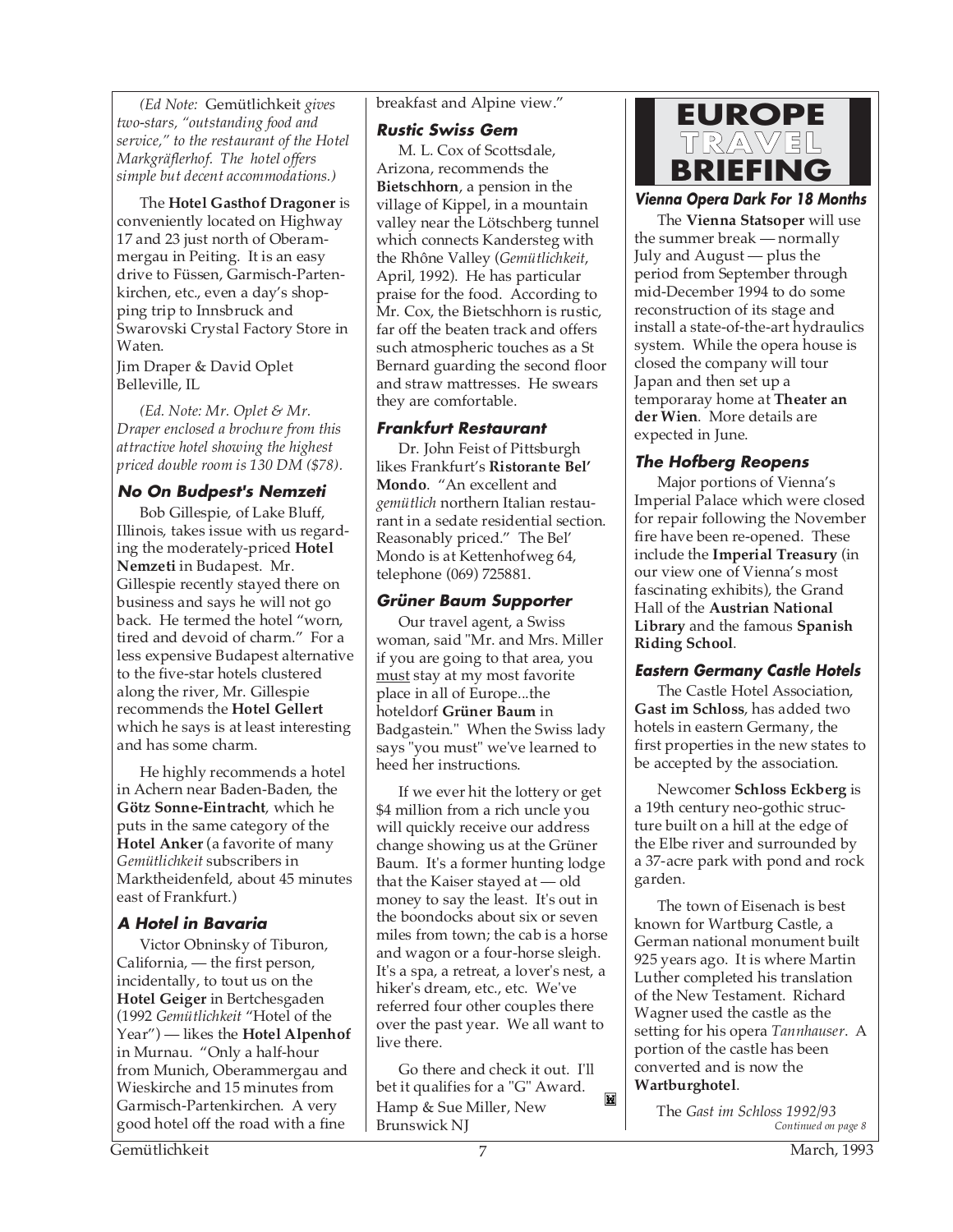*(Ed Note:* Gemütlichkeit *gives two-stars, "outstanding food and service," to the restaurant of the Hotel Markgräflerhof. The hotel offers simple but decent accommodations.)*

The **Hotel Gasthof Dragoner** is conveniently located on Highway 17 and 23 just north of Oberammergau in Peiting. It is an easy drive to Füssen, Garmisch-Partenkirchen, etc., even a day's shopping trip to Innsbruck and Swarovski Crystal Factory Store in Waten.
Jim Draper & David Oplet
Belleville, IL

*(Ed. Note: Mr. Oplet & Mr. Draper enclosed a brochure from this attractive hotel showing the highest priced double room is 130 DM ($78).*

### No On Budpest's Nemzeti

Bob Gillespie, of Lake Bluff, Illinois, takes issue with us regarding the moderately-priced **Hotel Nemzeti** in Budapest. Mr. Gillespie recently stayed there on business and says he will not go back. He termed the hotel "worn, tired and devoid of charm." For a less expensive Budapest alternative to the five-star hotels clustered along the river, Mr. Gillespie recommends the **Hotel Gellert** which he says is at least interesting and has some charm.

He highly recommends a hotel in Achern near Baden-Baden, the **Götz Sonne-Eintracht**, which he puts in the same category of the **Hotel Anker** (a favorite of many *Gemütlichkeit* subscribers in Marktheidenfeld, about 45 minutes east of Frankfurt.)

### A Hotel in Bavaria

Victor Obninsky of Tiburon, California, — the first person, incidentally, to tout us on the **Hotel Geiger** in Bertchesgaden (1992 *Gemütlichkeit* "Hotel of the Year") — likes the **Hotel Alpenhof** in Murnau. "Only a half-hour from Munich, Oberammergau and Wieskirche and 15 minutes from Garmisch-Partenkirchen. A very good hotel off the road with a fine breakfast and Alpine view."

### Rustic Swiss Gem

M. L. Cox of Scottsdale, Arizona, recommends the **Bietschhorn**, a pension in the village of Kippel, in a mountain valley near the Lötschberg tunnel which connects Kandersteg with the Rhône Valley (*Gemütlichkeit*, April, 1992). He has particular praise for the food. According to Mr. Cox, the Bietschhorn is rustic, far off the beaten track and offers such atmospheric touches as a St Bernard guarding the second floor and straw mattresses. He swears they are comfortable.

### Frankfurt Restaurant

Dr. John Feist of Pittsburgh likes Frankfurt's **Ristorante Bel' Mondo**. "An excellent and *gemütlich* northern Italian restaurant in a sedate residential section. Reasonably priced." The Bel' Mondo is at Kettenhofweg 64, telephone (069) 725881.

### Grüner Baum Supporter

Our travel agent, a Swiss woman, said "Mr. and Mrs. Miller if you are going to that area, you must stay at my most favorite place in all of Europe...the hoteldorf **Grüner Baum** in Badgastein." When the Swiss lady says "you must" we've learned to heed her instructions.

If we ever hit the lottery or get $4 million from a rich uncle you will quickly receive our address change showing us at the Grüner Baum. It's a former hunting lodge that the Kaiser stayed at — old money to say the least. It's out in the boondocks about six or seven miles from town; the cab is a horse and wagon or a four-horse sleigh. It's a spa, a retreat, a lover's nest, a hiker's dream, etc., etc. We've referred four other couples there over the past year. We all want to live there.

Go there and check it out. I'll bet it qualifies for a "G" Award.
Hamp & Sue Miller, New Brunswick NJ

## EUROPE TRAVEL BRIEFING

### Vienna Opera Dark For 18 Months

The **Vienna Statsoper** will use the summer break — normally July and August — plus the period from September through mid-December 1994 to do some reconstruction of its stage and install a state-of-the-art hydraulics system. While the opera house is closed the company will tour Japan and then set up a temporaray home at **Theater an der Wien**. More details are expected in June.

### The Hofberg Reopens

Major portions of Vienna's Imperial Palace which were closed for repair following the November fire have been re-opened. These include the **Imperial Treasury** (in our view one of Vienna's most fascinating exhibits), the Grand Hall of the **Austrian National Library** and the famous **Spanish Riding School**.

### Eastern Germany Castle Hotels

The Castle Hotel Association, **Gast im Schloss**, has added two hotels in eastern Germany, the first properties in the new states to be accepted by the association.

Newcomer **Schloss Eckberg** is a 19th century neo-gothic structure built on a hill at the edge of the Elbe river and surrounded by a 37-acre park with pond and rock garden.

The town of Eisenach is best known for Wartburg Castle, a German national monument built 925 years ago. It is where Martin Luther completed his translation of the New Testament. Richard Wagner used the castle as the setting for his opera *Tannhauser*. A portion of the castle has been converted and is now the **Wartburghotel**.

The *Gast im Schloss 1992/93*

*Continued on page 8*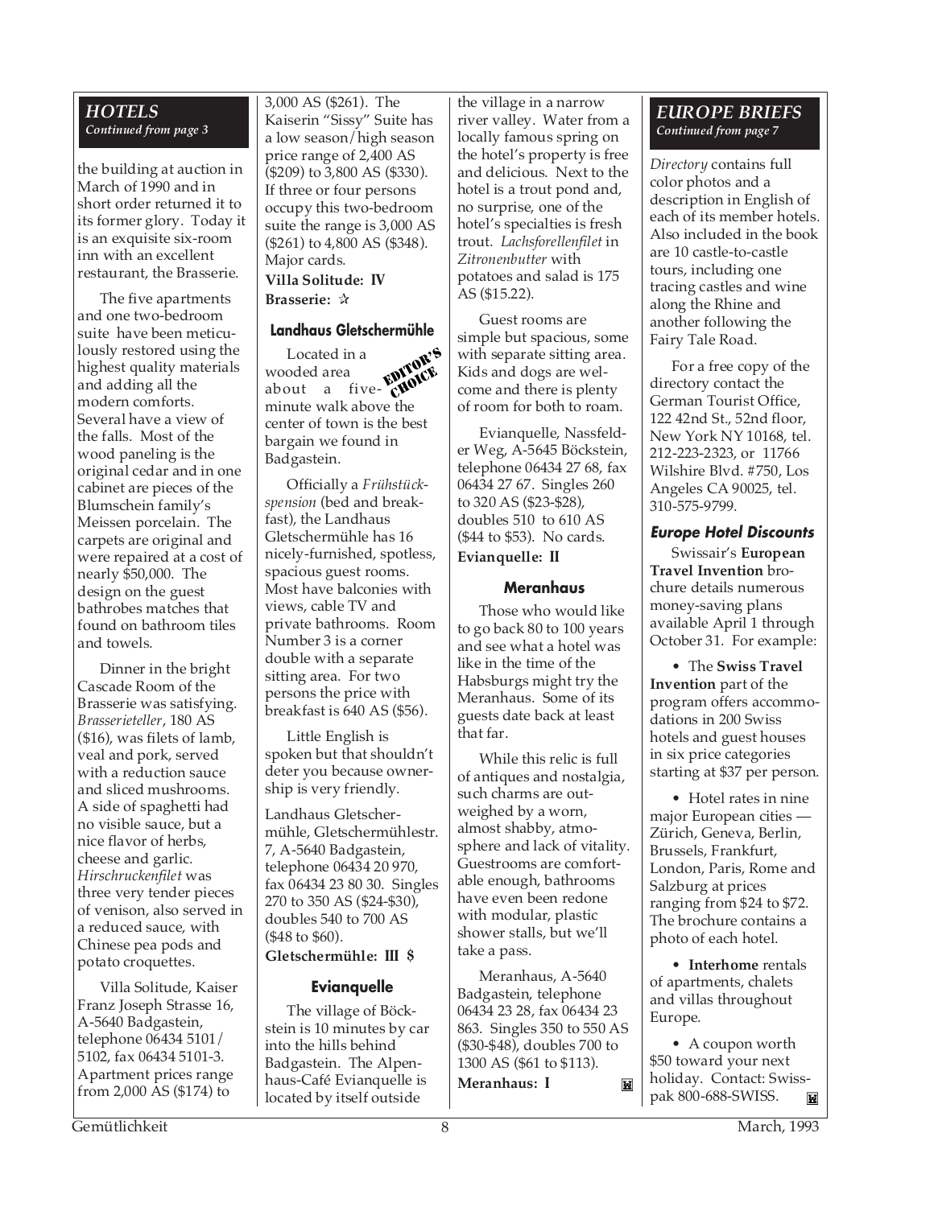## HOTELS
*Continued from page 3*

the building at auction in March of 1990 and in short order returned it to its former glory. Today it is an exquisite six-room inn with an excellent restaurant, the Brasserie.

The five apartments and one two-bedroom suite have been meticulously restored using the highest quality materials and adding all the modern comforts. Several have a view of the falls. Most of the wood paneling is the original cedar and in one cabinet are pieces of the Blumschein family's Meissen porcelain. The carpets are original and were repaired at a cost of nearly $50,000. The design on the guest bathrobes matches that found on bathroom tiles and towels.

Dinner in the bright Cascade Room of the Brasserie was satisfying. *Brasserieteller*, 180 AS ($16), was filets of lamb, veal and pork, served with a reduction sauce and sliced mushrooms. A side of spaghetti had no visible sauce, but a nice flavor of herbs, cheese and garlic. *Hirschruckenfilet* was three very tender pieces of venison, also served in a reduced sauce, with Chinese pea pods and potato croquettes.

Villa Solitude, Kaiser Franz Joseph Strasse 16, A-5640 Badgastein, telephone 06434 5101/5102, fax 06434 5101-3. Apartment prices range from 2,000 AS ($174) to 3,000 AS ($261). The Kaiserin "Sissy" Suite has a low season/high season price range of 2,400 AS ($209) to 3,800 AS ($330). If three or four persons occupy this two-bedroom suite the range is 3,000 AS ($261) to 4,800 AS ($348). Major cards.

**Villa Solitude: IV**
**Brasserie: ☆**

### Landhaus Gletschermühle

EDITOR'S CHOICE

Located in a wooded area about a five-minute walk above the center of town is the best bargain we found in Badgastein.

Officially a *Frühstückspension* (bed and breakfast), the Landhaus Gletschermühle has 16 nicely-furnished, spotless, spacious guest rooms. Most have balconies with views, cable TV and private bathrooms. Room Number 3 is a corner double with a separate sitting area. For two persons the price with breakfast is 640 AS ($56).

Little English is spoken but that shouldn't deter you because ownership is very friendly.

Landhaus Gletschermühle, Gletschermühlestr. 7, A-5640 Badgastein, telephone 06434 20 970, fax 06434 23 80 30. Singles 270 to 350 AS ($24-$30), doubles 540 to 700 AS ($48 to $60).

**Gletschermühle: III $**

### Evianquelle

The village of Böckstein is 10 minutes by car into the hills behind Badgastein. The Alpenhaus-Café Evianquelle is located by itself outside the village in a narrow river valley. Water from a locally famous spring on the hotel's property is free and delicious. Next to the hotel is a trout pond and, no surprise, one of the hotel's specialties is fresh trout. *Lachsforellenfilet* in *Zitronenbutter* with potatoes and salad is 175 AS ($15.22).

Guest rooms are simple but spacious, some with separate sitting area. Kids and dogs are welcome and there is plenty of room for both to roam.

Evianquelle, Nassfelder Weg, A-5645 Böckstein, telephone 06434 27 68, fax 06434 27 67. Singles 260 to 320 AS ($23-$28), doubles 510 to 610 AS ($44 to $53). No cards.

**Evianquelle: II**

### Meranhaus

Those who would like to go back 80 to 100 years and see what a hotel was like in the time of the Habsburgs might try the Meranhaus. Some of its guests date back at least that far.

While this relic is full of antiques and nostalgia, such charms are outweighed by a worn, almost shabby, atmosphere and lack of vitality. Guestrooms are comfortable enough, bathrooms have even been redone with modular, plastic shower stalls, but we'll take a pass.

Meranhaus, A-5640 Badgastein, telephone 06434 23 28, fax 06434 23 863. Singles 350 to 550 AS ($30-$48), doubles 700 to 1300 AS ($61 to $113).

**Meranhaus: I**

## EUROPE BRIEFS
*Continued from page 7*

*Directory* contains full color photos and a description in English of each of its member hotels. Also included in the book are 10 castle-to-castle tours, including one tracing castles and wine along the Rhine and another following the Fairy Tale Road.

For a free copy of the directory contact the German Tourist Office, 122 42nd St., 52nd floor, New York NY 10168, tel. 212-223-2323, or 11766 Wilshire Blvd. #750, Los Angeles CA 90025, tel. 310-575-9799.

### Europe Hotel Discounts

Swissair's **European Travel Invention** brochure details numerous money-saving plans available April 1 through October 31. For example:

- The **Swiss Travel Invention** part of the program offers accommodations in 200 Swiss hotels and guest houses in six price categories starting at $37 per person.
- Hotel rates in nine major European cities — Zürich, Geneva, Berlin, Brussels, Frankfurt, London, Paris, Rome and Salzburg at prices ranging from $24 to $72. The brochure contains a photo of each hotel.
- **Interhome** rentals of apartments, chalets and villas throughout Europe.
- A coupon worth $50 toward your next holiday. Contact: Swisspak 800-688-SWISS.